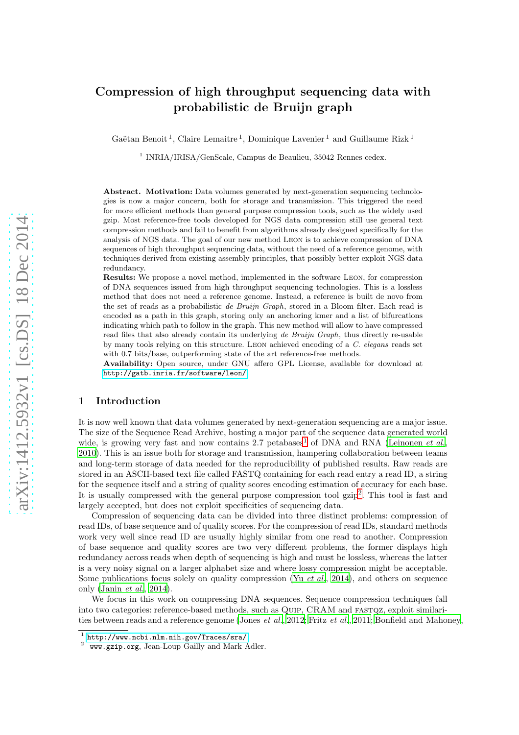# Compression of high throughput sequencing data with probabilistic de Bruijn graph

Gaëtan Benoit [1], Claire Lemaitre [1], Dominique Lavenier [1] and Guillaume Rizk [1]

[1] INRIA/IRISA/GenScale, Campus de Beaulieu, 35042 Rennes cedex.

**Abstract. Motivation:** Data volumes generated by next-generation sequencing technologies is now a major concern, both for storage and transmission. This triggered the need for more efficient methods than general purpose compression tools, such as the widely used gzip. Most reference-free tools developed for NGS data compression still use general text compression methods and fail to benefit from algorithms already designed specifically for the analysis of NGS data. The goal of our new method Leon is to achieve compression of DNA sequences of high throughput sequencing data, without the need of a reference genome, with techniques derived from existing assembly principles, that possibly better exploit NGS data redundancy.

**Results:** We propose a novel method, implemented in the software Leon, for compression of DNA sequences issued from high throughput sequencing technologies. This is a lossless method that does not need a reference genome. Instead, a reference is built de novo from the set of reads as a probabilistic *de Bruijn Graph*, stored in a Bloom filter. Each read is encoded as a path in this graph, storing only an anchoring kmer and a list of bifurcations indicating which path to follow in the graph. This new method will allow to have compressed read files that also already contain its underlying *de Bruijn Graph*, thus directly re-usable by many tools relying on this structure. Leon achieved encoding of a *C. elegans* reads set with 0.7 bits/base, outperforming state of the art reference-free methods.

**Availability:** Open source, under GNU affero GPL License, available for download at http://gatb.inria.fr/software/leon/

## 1 Introduction

It is now well known that data volumes generated by next-generation sequencing are a major issue. The size of the Sequence Read Archive, hosting a major part of the sequence data generated world wide, is growing very fast and now contains 2.7 petabases[1] of DNA and RNA (Leinonen *et al.*, 2010). This is an issue both for storage and transmission, hampering collaboration between teams and long-term storage of data needed for the reproducibility of published results. Raw reads are stored in an ASCII-based text file called FASTQ containing for each read entry a read ID, a string for the sequence itself and a string of quality scores encoding estimation of accuracy for each base. It is usually compressed with the general purpose compression tool gzip[2]. This tool is fast and largely accepted, but does not exploit specificities of sequencing data.

Compression of sequencing data can be divided into three distinct problems: compression of read IDs, of base sequence and of quality scores. For the compression of read IDs, standard methods work very well since read ID are usually highly similar from one read to another. Compression of base sequence and quality scores are two very different problems, the former displays high redundancy across reads when depth of sequencing is high and must be lossless, whereas the latter is a very noisy signal on a larger alphabet size and where lossy compression might be acceptable. Some publications focus solely on quality compression (Yu *et al.*, 2014), and others on sequence only (Janin *et al.*, 2014).

We focus in this work on compressing DNA sequences. Sequence compression techniques fall into two categories: reference-based methods, such as Quip, CRAM and fastqz, exploit similarities between reads and a reference genome (Jones *et al.*, 2012; Fritz *et al.*, 2011; Bonfield and Mahoney,

[1] http://www.ncbi.nlm.nih.gov/Traces/sra/
[2] www.gzip.org, Jean-Loup Gailly and Mark Adler.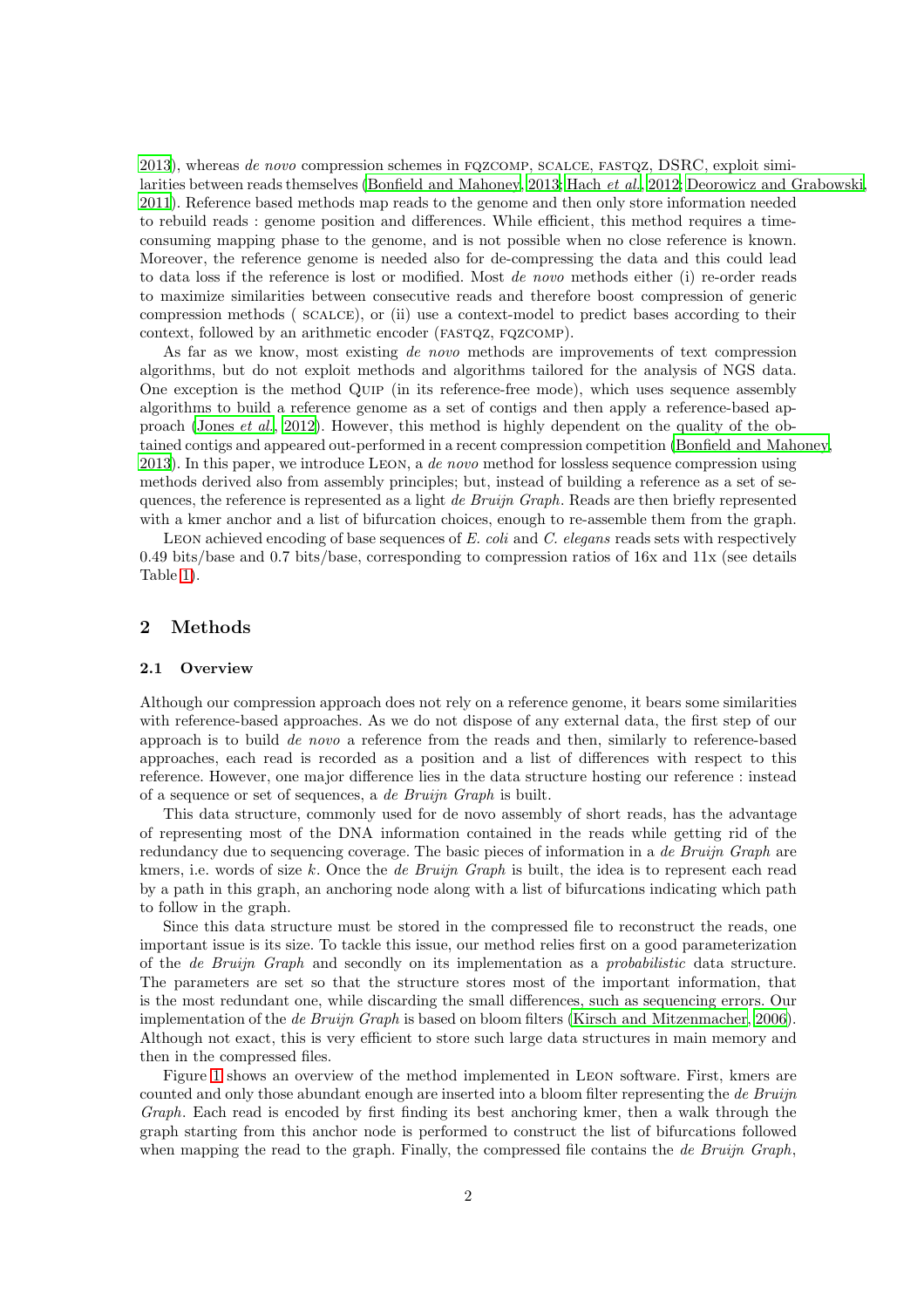2013), whereas *de novo* compression schemes in FQZCOMP, SCALCE, FASTQZ, DSRC, exploit similarities between reads themselves (Bonfield and Mahoney, 2013; Hach *et al.*, 2012; Deorowicz and Grabowski, 2011). Reference based methods map reads to the genome and then only store information needed to rebuild reads : genome position and differences. While efficient, this method requires a time-consuming mapping phase to the genome, and is not possible when no close reference is known. Moreover, the reference genome is needed also for de-compressing the data and this could lead to data loss if the reference is lost or modified. Most *de novo* methods either (i) re-order reads to maximize similarities between consecutive reads and therefore boost compression of generic compression methods ( SCALCE), or (ii) use a context-model to predict bases according to their context, followed by an arithmetic encoder (FASTQZ, FQZCOMP).

As far as we know, most existing *de novo* methods are improvements of text compression algorithms, but do not exploit methods and algorithms tailored for the analysis of NGS data. One exception is the method QUIP (in its reference-free mode), which uses sequence assembly algorithms to build a reference genome as a set of contigs and then apply a reference-based approach (Jones *et al.*, 2012). However, this method is highly dependent on the quality of the obtained contigs and appeared out-performed in a recent compression competition (Bonfield and Mahoney, 2013). In this paper, we introduce LEON, a *de novo* method for lossless sequence compression using methods derived also from assembly principles; but, instead of building a reference as a set of sequences, the reference is represented as a light *de Bruijn Graph*. Reads are then briefly represented with a kmer anchor and a list of bifurcation choices, enough to re-assemble them from the graph.

LEON achieved encoding of base sequences of *E. coli* and *C. elegans* reads sets with respectively 0.49 bits/base and 0.7 bits/base, corresponding to compression ratios of 16x and 11x (see details Table 1).

## 2 Methods

### 2.1 Overview

Although our compression approach does not rely on a reference genome, it bears some similarities with reference-based approaches. As we do not dispose of any external data, the first step of our approach is to build *de novo* a reference from the reads and then, similarly to reference-based approaches, each read is recorded as a position and a list of differences with respect to this reference. However, one major difference lies in the data structure hosting our reference : instead of a sequence or set of sequences, a *de Bruijn Graph* is built.

This data structure, commonly used for de novo assembly of short reads, has the advantage of representing most of the DNA information contained in the reads while getting rid of the redundancy due to sequencing coverage. The basic pieces of information in a *de Bruijn Graph* are kmers, i.e. words of size $k$. Once the *de Bruijn Graph* is built, the idea is to represent each read by a path in this graph, an anchoring node along with a list of bifurcations indicating which path to follow in the graph.

Since this data structure must be stored in the compressed file to reconstruct the reads, one important issue is its size. To tackle this issue, our method relies first on a good parameterization of the *de Bruijn Graph* and secondly on its implementation as a *probabilistic* data structure. The parameters are set so that the structure stores most of the important information, that is the most redundant one, while discarding the small differences, such as sequencing errors. Our implementation of the *de Bruijn Graph* is based on bloom filters (Kirsch and Mitzenmacher, 2006). Although not exact, this is very efficient to store such large data structures in main memory and then in the compressed files.

Figure 1 shows an overview of the method implemented in LEON software. First, kmers are counted and only those abundant enough are inserted into a bloom filter representing the *de Bruijn Graph*. Each read is encoded by first finding its best anchoring kmer, then a walk through the graph starting from this anchor node is performed to construct the list of bifurcations followed when mapping the read to the graph. Finally, the compressed file contains the *de Bruijn Graph*,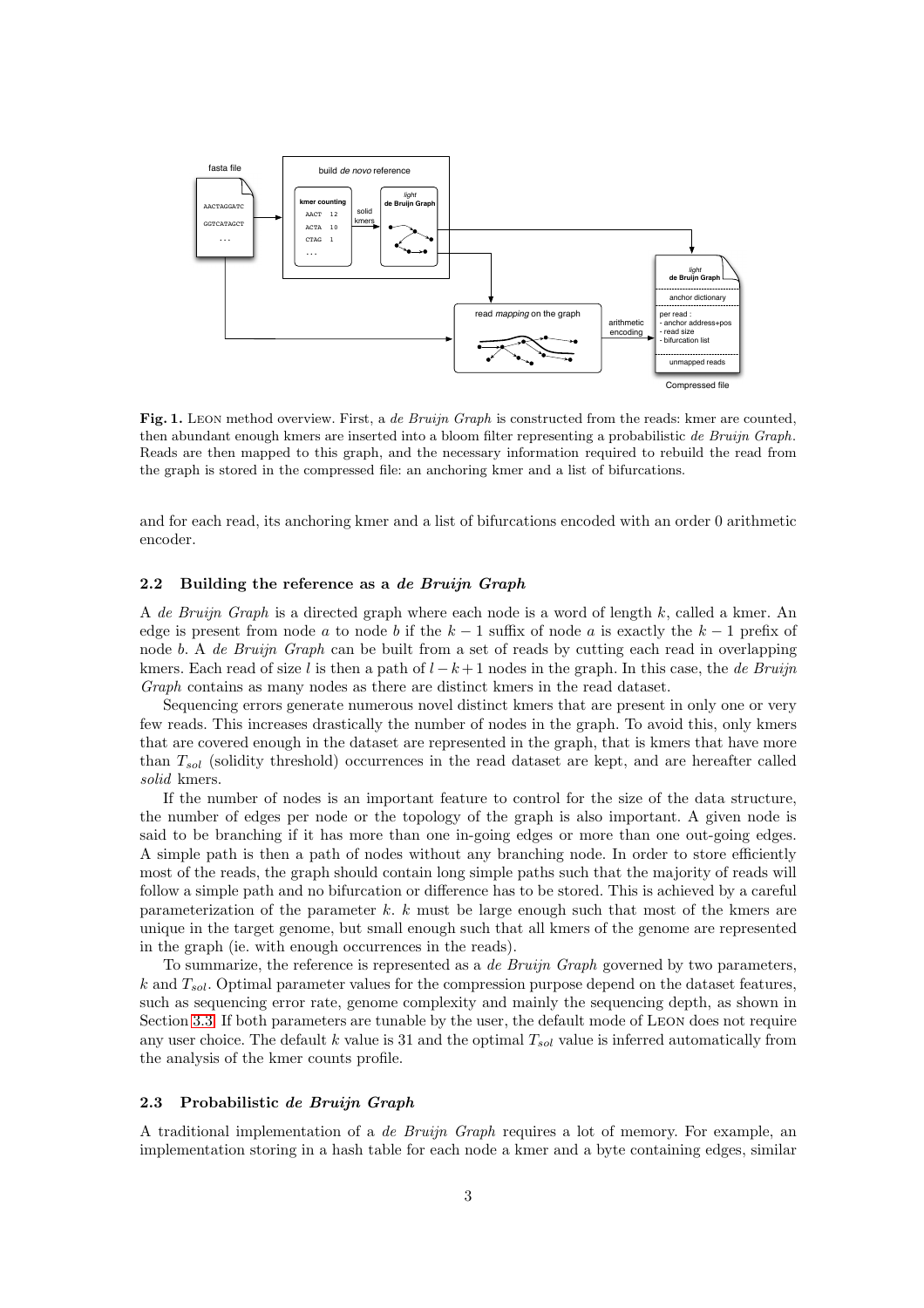**Fig. 1.** Leon method overview. First, a *de Bruijn Graph* is constructed from the reads: kmer are counted, then abundant enough kmers are inserted into a bloom filter representing a probabilistic *de Bruijn Graph*. Reads are then mapped to this graph, and the necessary information required to rebuild the read from the graph is stored in the compressed file: an anchoring kmer and a list of bifurcations.

and for each read, its anchoring kmer and a list of bifurcations encoded with an order 0 arithmetic encoder.

### 2.2 Building the reference as a *de Bruijn Graph*

A *de Bruijn Graph* is a directed graph where each node is a word of length $k$, called a kmer. An edge is present from node $a$ to node $b$ if the $k-1$ suffix of node $a$ is exactly the $k-1$ prefix of node $b$. A *de Bruijn Graph* can be built from a set of reads by cutting each read in overlapping kmers. Each read of size $l$ is then a path of $l-k+1$ nodes in the graph. In this case, the *de Bruijn Graph* contains as many nodes as there are distinct kmers in the read dataset.

Sequencing errors generate numerous novel distinct kmers that are present in only one or very few reads. This increases drastically the number of nodes in the graph. To avoid this, only kmers that are covered enough in the dataset are represented in the graph, that is kmers that have more than $T_{sol}$ (solidity threshold) occurrences in the read dataset are kept, and are hereafter called *solid* kmers.

If the number of nodes is an important feature to control for the size of the data structure, the number of edges per node or the topology of the graph is also important. A given node is said to be branching if it has more than one in-going edges or more than one out-going edges. A simple path is then a path of nodes without any branching node. In order to store efficiently most of the reads, the graph should contain long simple paths such that the majority of reads will follow a simple path and no bifurcation or difference has to be stored. This is achieved by a careful parameterization of the parameter $k$. $k$ must be large enough such that most of the kmers are unique in the target genome, but small enough such that all kmers of the genome are represented in the graph (ie. with enough occurrences in the reads).

To summarize, the reference is represented as a *de Bruijn Graph* governed by two parameters, $k$ and $T_{sol}$. Optimal parameter values for the compression purpose depend on the dataset features, such as sequencing error rate, genome complexity and mainly the sequencing depth, as shown in Section 3.3. If both parameters are tunable by the user, the default mode of Leon does not require any user choice. The default $k$ value is 31 and the optimal $T_{sol}$ value is inferred automatically from the analysis of the kmer counts profile.

### 2.3 Probabilistic *de Bruijn Graph*

A traditional implementation of a *de Bruijn Graph* requires a lot of memory. For example, an implementation storing in a hash table for each node a kmer and a byte containing edges, similar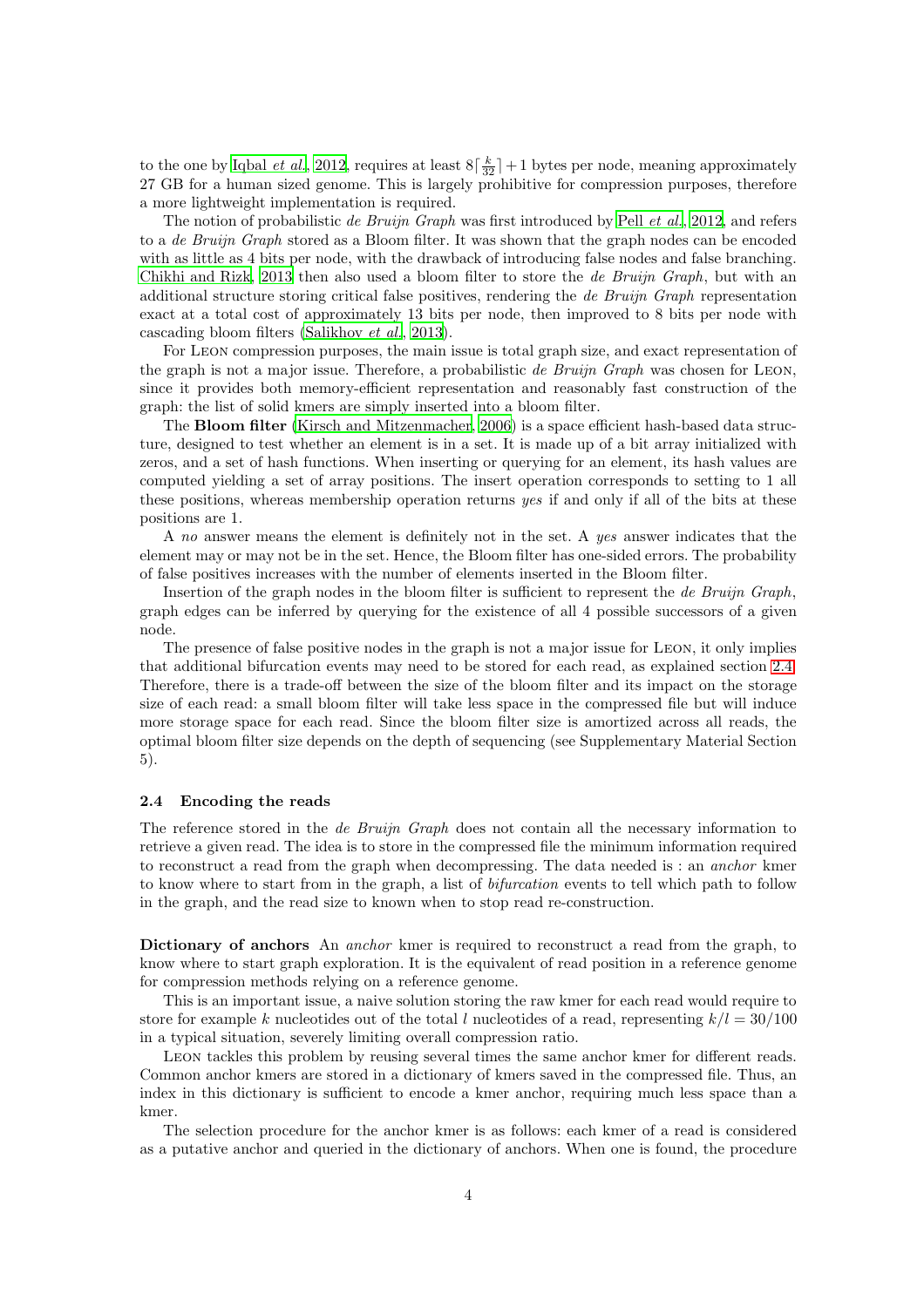to the one by Iqbal *et al.*, 2012, requires at least $8\lceil \frac{k}{32} \rceil + 1$ bytes per node, meaning approximately 27 GB for a human sized genome. This is largely prohibitive for compression purposes, therefore a more lightweight implementation is required.

The notion of probabilistic *de Bruijn Graph* was first introduced by Pell *et al.*, 2012, and refers to a *de Bruijn Graph* stored as a Bloom filter. It was shown that the graph nodes can be encoded with as little as 4 bits per node, with the drawback of introducing false nodes and false branching. Chikhi and Rizk, 2013 then also used a bloom filter to store the *de Bruijn Graph*, but with an additional structure storing critical false positives, rendering the *de Bruijn Graph* representation exact at a total cost of approximately 13 bits per node, then improved to 8 bits per node with cascading bloom filters (Salikhov *et al.*, 2013).

For Leon compression purposes, the main issue is total graph size, and exact representation of the graph is not a major issue. Therefore, a probabilistic *de Bruijn Graph* was chosen for Leon, since it provides both memory-efficient representation and reasonably fast construction of the graph: the list of solid kmers are simply inserted into a bloom filter.

The **Bloom filter** (Kirsch and Mitzenmacher, 2006) is a space efficient hash-based data structure, designed to test whether an element is in a set. It is made up of a bit array initialized with zeros, and a set of hash functions. When inserting or querying for an element, its hash values are computed yielding a set of array positions. The insert operation corresponds to setting to 1 all these positions, whereas membership operation returns *yes* if and only if all of the bits at these positions are 1.

A *no* answer means the element is definitely not in the set. A *yes* answer indicates that the element may or may not be in the set. Hence, the Bloom filter has one-sided errors. The probability of false positives increases with the number of elements inserted in the Bloom filter.

Insertion of the graph nodes in the bloom filter is sufficient to represent the *de Bruijn Graph*, graph edges can be inferred by querying for the existence of all 4 possible successors of a given node.

The presence of false positive nodes in the graph is not a major issue for Leon, it only implies that additional bifurcation events may need to be stored for each read, as explained section 2.4. Therefore, there is a trade-off between the size of the bloom filter and its impact on the storage size of each read: a small bloom filter will take less space in the compressed file but will induce more storage space for each read. Since the bloom filter size is amortized across all reads, the optimal bloom filter size depends on the depth of sequencing (see Supplementary Material Section 5).

### 2.4 Encoding the reads

The reference stored in the *de Bruijn Graph* does not contain all the necessary information to retrieve a given read. The idea is to store in the compressed file the minimum information required to reconstruct a read from the graph when decompressing. The data needed is : an *anchor* kmer to know where to start from in the graph, a list of *bifurcation* events to tell which path to follow in the graph, and the read size to known when to stop read re-construction.

**Dictionary of anchors** An *anchor* kmer is required to reconstruct a read from the graph, to know where to start graph exploration. It is the equivalent of read position in a reference genome for compression methods relying on a reference genome.

This is an important issue, a naive solution storing the raw kmer for each read would require to store for example $k$ nucleotides out of the total $l$ nucleotides of a read, representing $k/l = 30/100$ in a typical situation, severely limiting overall compression ratio.

Leon tackles this problem by reusing several times the same anchor kmer for different reads. Common anchor kmers are stored in a dictionary of kmers saved in the compressed file. Thus, an index in this dictionary is sufficient to encode a kmer anchor, requiring much less space than a kmer.

The selection procedure for the anchor kmer is as follows: each kmer of a read is considered as a putative anchor and queried in the dictionary of anchors. When one is found, the procedure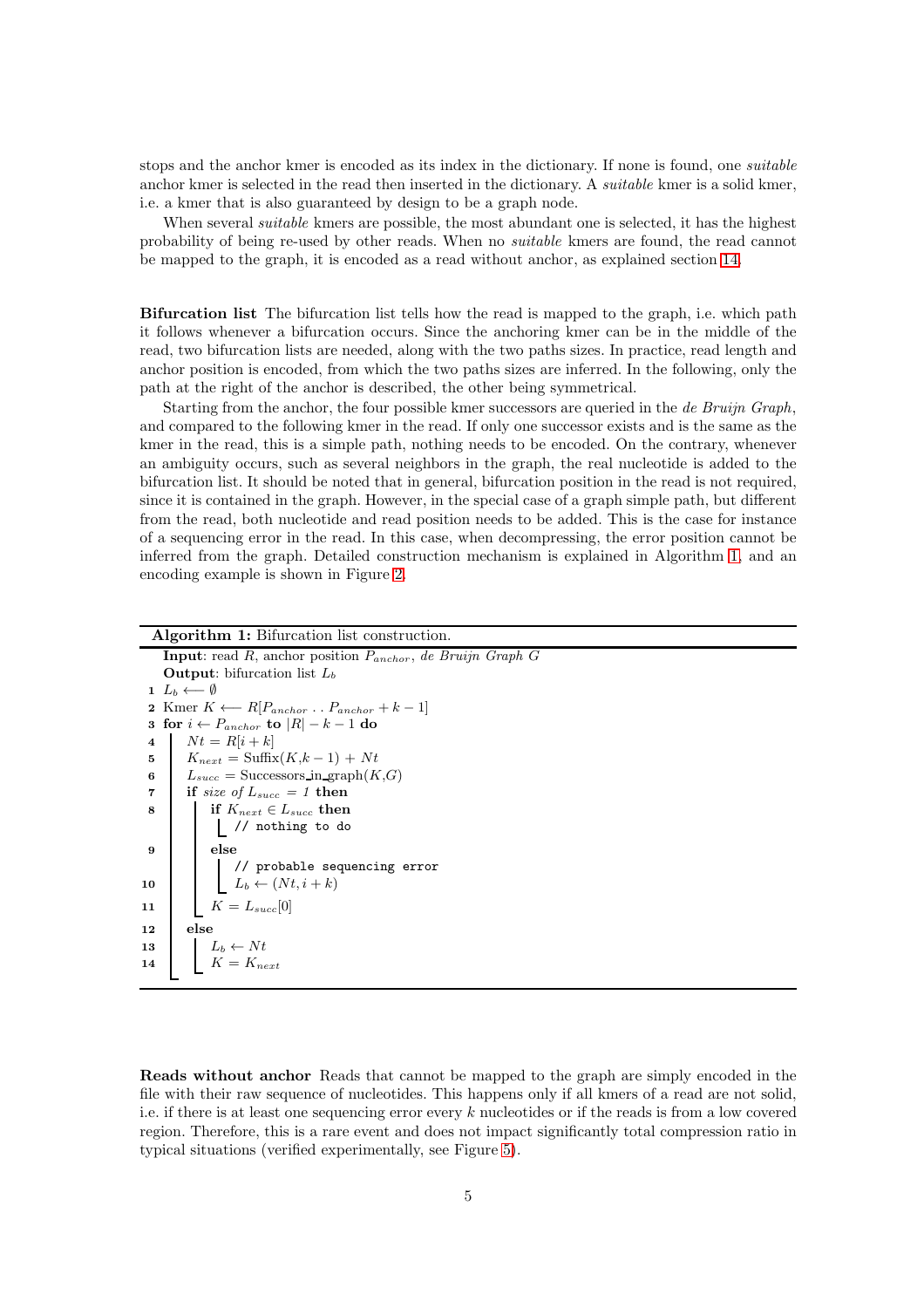stops and the anchor kmer is encoded as its index in the dictionary. If none is found, one *suitable* anchor kmer is selected in the read then inserted in the dictionary. A *suitable* kmer is a solid kmer, i.e. a kmer that is also guaranteed by design to be a graph node.

When several *suitable* kmers are possible, the most abundant one is selected, it has the highest probability of being re-used by other reads. When no *suitable* kmers are found, the read cannot be mapped to the graph, it is encoded as a read without anchor, as explained section 14.

**Bifurcation list** The bifurcation list tells how the read is mapped to the graph, i.e. which path it follows whenever a bifurcation occurs. Since the anchoring kmer can be in the middle of the read, two bifurcation lists are needed, along with the two paths sizes. In practice, read length and anchor position is encoded, from which the two paths sizes are inferred. In the following, only the path at the right of the anchor is described, the other being symmetrical.

Starting from the anchor, the four possible kmer successors are queried in the *de Bruijn Graph*, and compared to the following kmer in the read. If only one successor exists and is the same as the kmer in the read, this is a simple path, nothing needs to be encoded. On the contrary, whenever an ambiguity occurs, such as several neighbors in the graph, the real nucleotide is added to the bifurcation list. It should be noted that in general, bifurcation position in the read is not required, since it is contained in the graph. However, in the special case of a graph simple path, but different from the read, both nucleotide and read position needs to be added. This is the case for instance of a sequencing error in the read. In this case, when decompressing, the error position cannot be inferred from the graph. Detailed construction mechanism is explained in Algorithm 1, and an encoding example is shown in Figure 2.

**Algorithm 1:** Bifurcation list construction.

**Input**: read $R$, anchor position $P_{anchor}$, *de Bruijn Graph* $G$
**Output**: bifurcation list $L_b$

```
1  L_b ⟵ ∅
2  Kmer K ⟵ R[P_anchor . . P_anchor + k − 1]
3  for i ← P_anchor to |R| − k − 1 do
4      Nt = R[i + k]
5      K_next = Suffix(K, k − 1) + Nt
6      L_succ = Successors_in_graph(K, G)
7      if size of L_succ = 1 then
8          if K_next ∈ L_succ then
               // nothing to do
9          else
               // probable sequencing error
10             L_b ← (Nt, i + k)
11         K = L_succ[0]
12     else
13         L_b ← Nt
14         K = K_next
```

**Reads without anchor** Reads that cannot be mapped to the graph are simply encoded in the file with their raw sequence of nucleotides. This happens only if all kmers of a read are not solid, i.e. if there is at least one sequencing error every $k$ nucleotides or if the reads is from a low covered region. Therefore, this is a rare event and does not impact significantly total compression ratio in typical situations (verified experimentally, see Figure 5).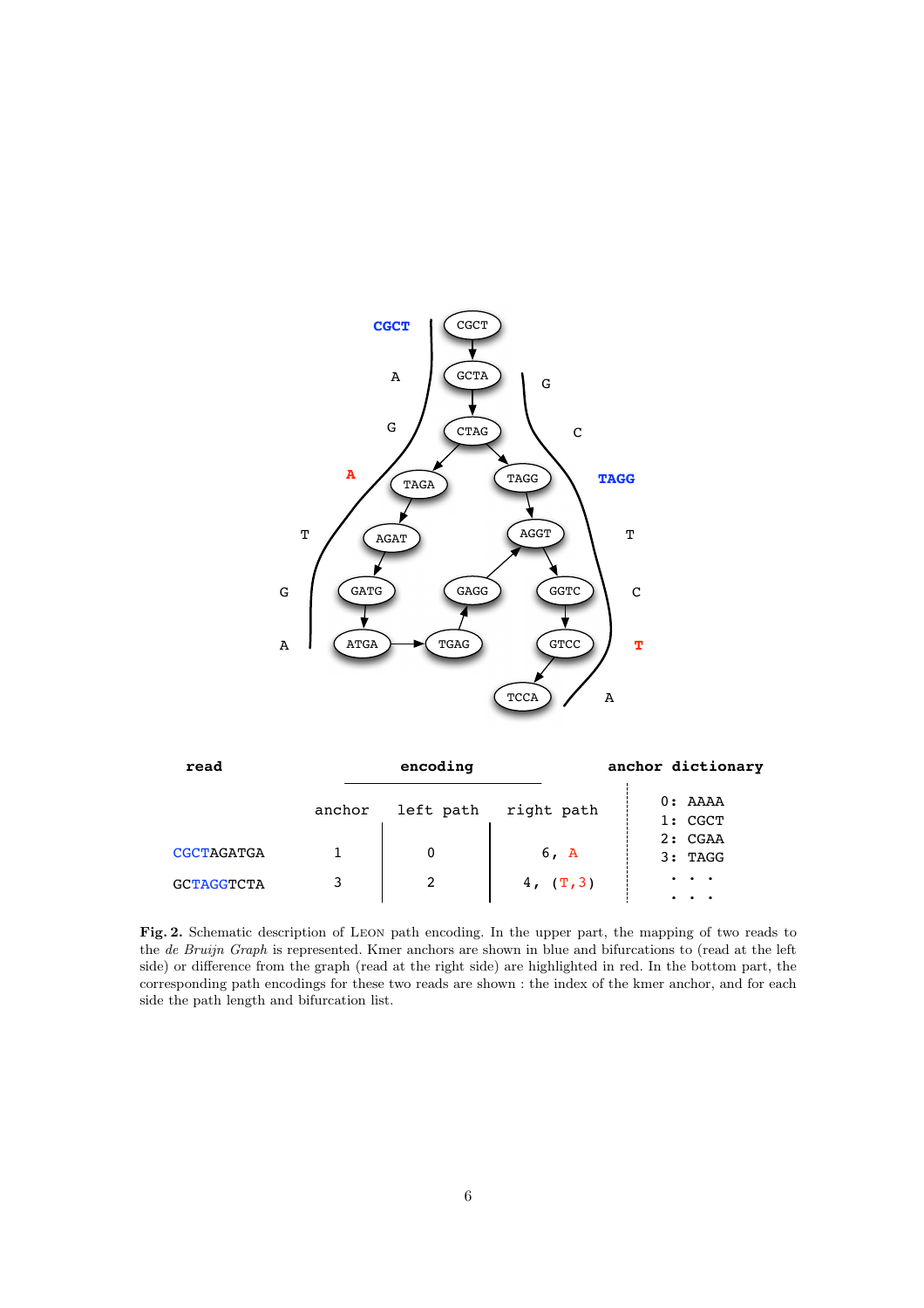| read | encoding | | | anchor dictionary |
|---|---|---|---|---|
| | anchor | left path | right path | |
| CGCTAGATGA | 1 | 0 | 6, A | 0: AAAA<br>1: CGCT<br>2: CGAA<br>3: TAGG<br>. . .<br>. . . |
| GCTAGGTCTA | 3 | 2 | 4, (T,3) | |

**Fig. 2.** Schematic description of LEON path encoding. In the upper part, the mapping of two reads to the *de Bruijn Graph* is represented. Kmer anchors are shown in blue and bifurcations to (read at the left side) or difference from the graph (read at the right side) are highlighted in red. In the bottom part, the corresponding path encodings for these two reads are shown : the index of the kmer anchor, and for each side the path length and bifurcation list.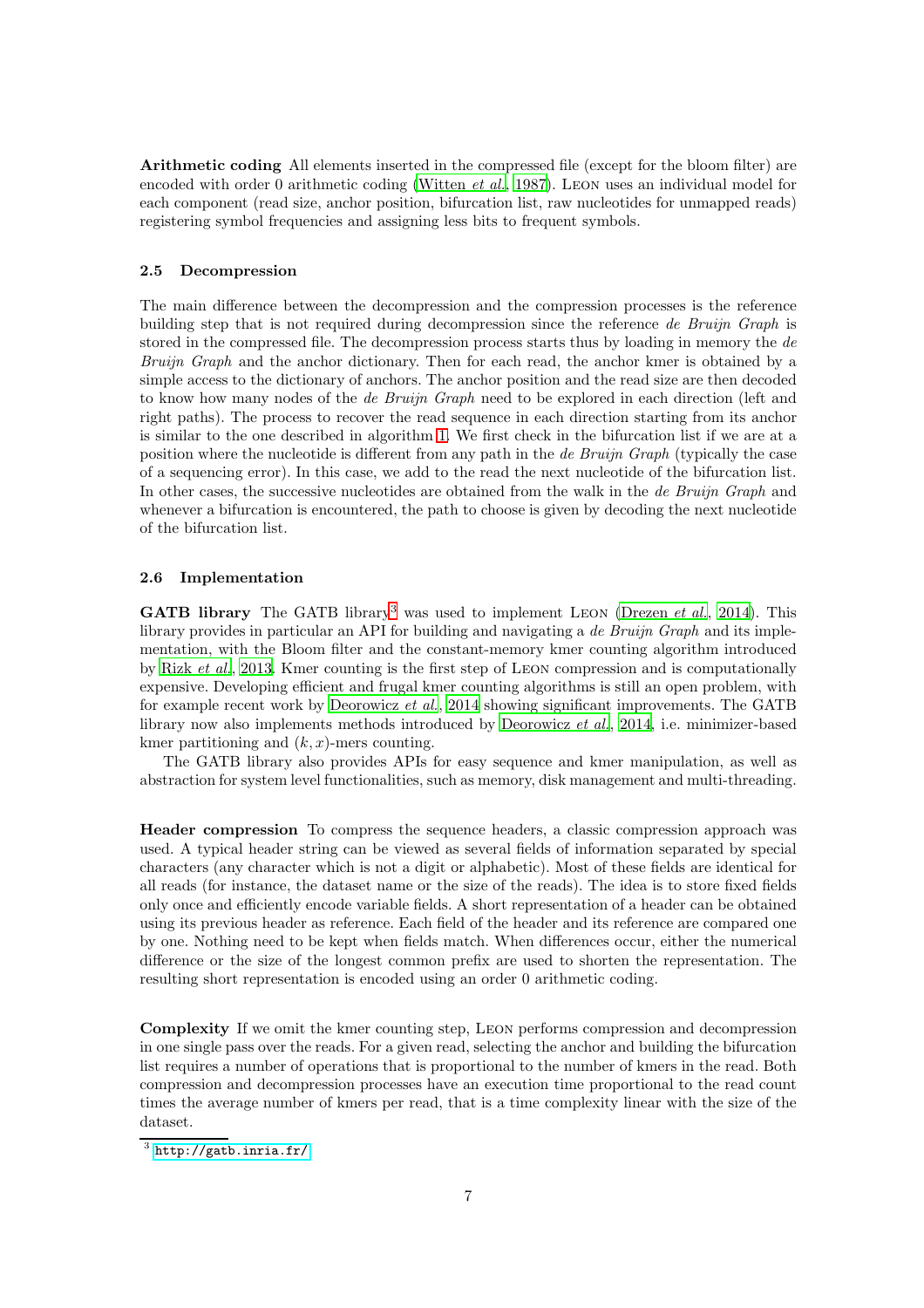**Arithmetic coding** All elements inserted in the compressed file (except for the bloom filter) are encoded with order 0 arithmetic coding (Witten *et al.*, 1987). LEON uses an individual model for each component (read size, anchor position, bifurcation list, raw nucleotides for unmapped reads) registering symbol frequencies and assigning less bits to frequent symbols.

### 2.5 Decompression

The main difference between the decompression and the compression processes is the reference building step that is not required during decompression since the reference *de Bruijn Graph* is stored in the compressed file. The decompression process starts thus by loading in memory the *de Bruijn Graph* and the anchor dictionary. Then for each read, the anchor kmer is obtained by a simple access to the dictionary of anchors. The anchor position and the read size are then decoded to know how many nodes of the *de Bruijn Graph* need to be explored in each direction (left and right paths). The process to recover the read sequence in each direction starting from its anchor is similar to the one described in algorithm 1. We first check in the bifurcation list if we are at a position where the nucleotide is different from any path in the *de Bruijn Graph* (typically the case of a sequencing error). In this case, we add to the read the next nucleotide of the bifurcation list. In other cases, the successive nucleotides are obtained from the walk in the *de Bruijn Graph* and whenever a bifurcation is encountered, the path to choose is given by decoding the next nucleotide of the bifurcation list.

### 2.6 Implementation

**GATB library** The GATB library[3] was used to implement LEON (Drezen *et al.*, 2014). This library provides in particular an API for building and navigating a *de Bruijn Graph* and its implementation, with the Bloom filter and the constant-memory kmer counting algorithm introduced by Rizk *et al.*, 2013. Kmer counting is the first step of LEON compression and is computationally expensive. Developing efficient and frugal kmer counting algorithms is still an open problem, with for example recent work by Deorowicz *et al.*, 2014 showing significant improvements. The GATB library now also implements methods introduced by Deorowicz *et al.*, 2014, i.e. minimizer-based kmer partitioning and $(k, x)$-mers counting.

The GATB library also provides APIs for easy sequence and kmer manipulation, as well as abstraction for system level functionalities, such as memory, disk management and multi-threading.

**Header compression** To compress the sequence headers, a classic compression approach was used. A typical header string can be viewed as several fields of information separated by special characters (any character which is not a digit or alphabetic). Most of these fields are identical for all reads (for instance, the dataset name or the size of the reads). The idea is to store fixed fields only once and efficiently encode variable fields. A short representation of a header can be obtained using its previous header as reference. Each field of the header and its reference are compared one by one. Nothing need to be kept when fields match. When differences occur, either the numerical difference or the size of the longest common prefix are used to shorten the representation. The resulting short representation is encoded using an order 0 arithmetic coding.

**Complexity** If we omit the kmer counting step, LEON performs compression and decompression in one single pass over the reads. For a given read, selecting the anchor and building the bifurcation list requires a number of operations that is proportional to the number of kmers in the read. Both compression and decompression processes have an execution time proportional to the read count times the average number of kmers per read, that is a time complexity linear with the size of the dataset.

[3] http://gatb.inria.fr/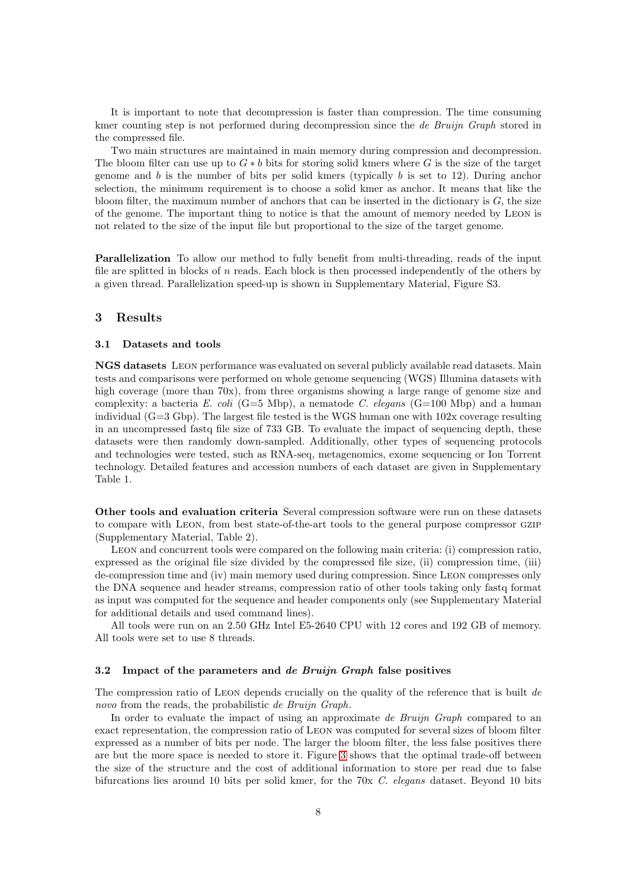It is important to note that decompression is faster than compression. The time consuming kmer counting step is not performed during decompression since the *de Bruijn Graph* stored in the compressed file.

Two main structures are maintained in main memory during compression and decompression. The bloom filter can use up to $G * b$ bits for storing solid kmers where $G$ is the size of the target genome and $b$ is the number of bits per solid kmers (typically $b$ is set to 12). During anchor selection, the minimum requirement is to choose a solid kmer as anchor. It means that like the bloom filter, the maximum number of anchors that can be inserted in the dictionary is $G$, the size of the genome. The important thing to notice is that the amount of memory needed by Leon is not related to the size of the input file but proportional to the size of the target genome.

**Parallelization** To allow our method to fully benefit from multi-threading, reads of the input file are splitted in blocks of $n$ reads. Each block is then processed independently of the others by a given thread. Parallelization speed-up is shown in Supplementary Material, Figure S3.

## 3 Results

### 3.1 Datasets and tools

**NGS datasets** Leon performance was evaluated on several publicly available read datasets. Main tests and comparisons were performed on whole genome sequencing (WGS) Illumina datasets with high coverage (more than 70x), from three organisms showing a large range of genome size and complexity: a bacteria *E. coli* (G=5 Mbp), a nematode *C. elegans* (G=100 Mbp) and a human individual (G=3 Gbp). The largest file tested is the WGS human one with 102x coverage resulting in an uncompressed fastq file size of 733 GB. To evaluate the impact of sequencing depth, these datasets were then randomly down-sampled. Additionally, other types of sequencing protocols and technologies were tested, such as RNA-seq, metagenomics, exome sequencing or Ion Torrent technology. Detailed features and accession numbers of each dataset are given in Supplementary Table 1.

**Other tools and evaluation criteria** Several compression software were run on these datasets to compare with Leon, from best state-of-the-art tools to the general purpose compressor gzip (Supplementary Material, Table 2).

Leon and concurrent tools were compared on the following main criteria: (i) compression ratio, expressed as the original file size divided by the compressed file size, (ii) compression time, (iii) de-compression time and (iv) main memory used during compression. Since Leon compresses only the DNA sequence and header streams, compression ratio of other tools taking only fastq format as input was computed for the sequence and header components only (see Supplementary Material for additional details and used command lines).

All tools were run on an 2.50 GHz Intel E5-2640 CPU with 12 cores and 192 GB of memory. All tools were set to use 8 threads.

### 3.2 Impact of the parameters and *de Bruijn Graph* false positives

The compression ratio of Leon depends crucially on the quality of the reference that is built *de novo* from the reads, the probabilistic *de Bruijn Graph*.

In order to evaluate the impact of using an approximate *de Bruijn Graph* compared to an exact representation, the compression ratio of Leon was computed for several sizes of bloom filter expressed as a number of bits per node. The larger the bloom filter, the less false positives there are but the more space is needed to store it. Figure 3 shows that the optimal trade-off between the size of the structure and the cost of additional information to store per read due to false bifurcations lies around 10 bits per solid kmer, for the 70x *C. elegans* dataset. Beyond 10 bits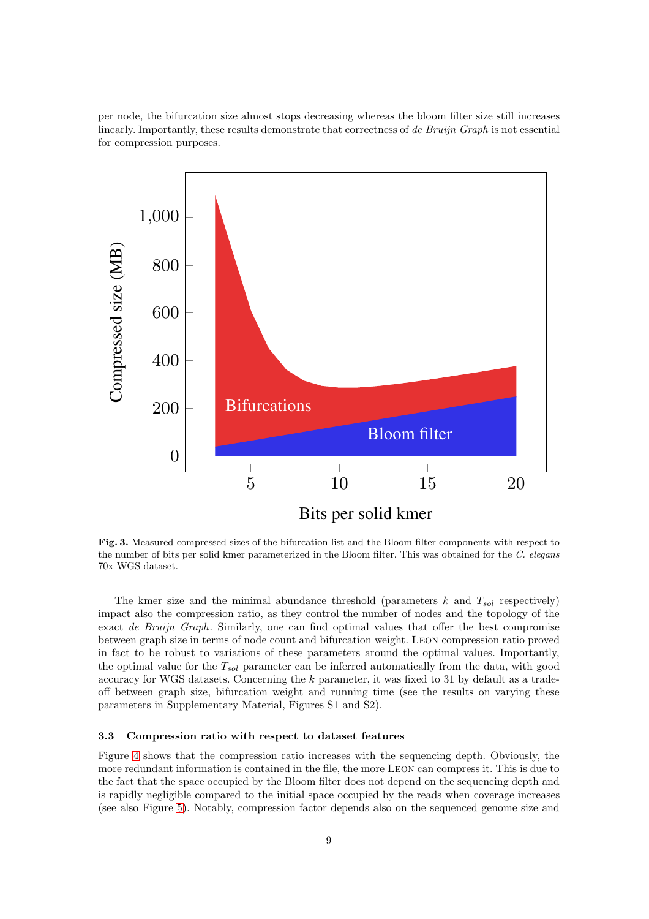per node, the bifurcation size almost stops decreasing whereas the bloom filter size still increases linearly. Importantly, these results demonstrate that correctness of *de Bruijn Graph* is not essential for compression purposes.

**Fig. 3.** Measured compressed sizes of the bifurcation list and the Bloom filter components with respect to the number of bits per solid kmer parameterized in the Bloom filter. This was obtained for the *C. elegans* 70x WGS dataset.

The kmer size and the minimal abundance threshold (parameters $k$ and $T_{sol}$ respectively) impact also the compression ratio, as they control the number of nodes and the topology of the exact *de Bruijn Graph*. Similarly, one can find optimal values that offer the best compromise between graph size in terms of node count and bifurcation weight. Leon compression ratio proved in fact to be robust to variations of these parameters around the optimal values. Importantly, the optimal value for the $T_{sol}$ parameter can be inferred automatically from the data, with good accuracy for WGS datasets. Concerning the $k$ parameter, it was fixed to 31 by default as a trade-off between graph size, bifurcation weight and running time (see the results on varying these parameters in Supplementary Material, Figures S1 and S2).

### 3.3 Compression ratio with respect to dataset features

Figure 4 shows that the compression ratio increases with the sequencing depth. Obviously, the more redundant information is contained in the file, the more Leon can compress it. This is due to the fact that the space occupied by the Bloom filter does not depend on the sequencing depth and is rapidly negligible compared to the initial space occupied by the reads when coverage increases (see also Figure 5). Notably, compression factor depends also on the sequenced genome size and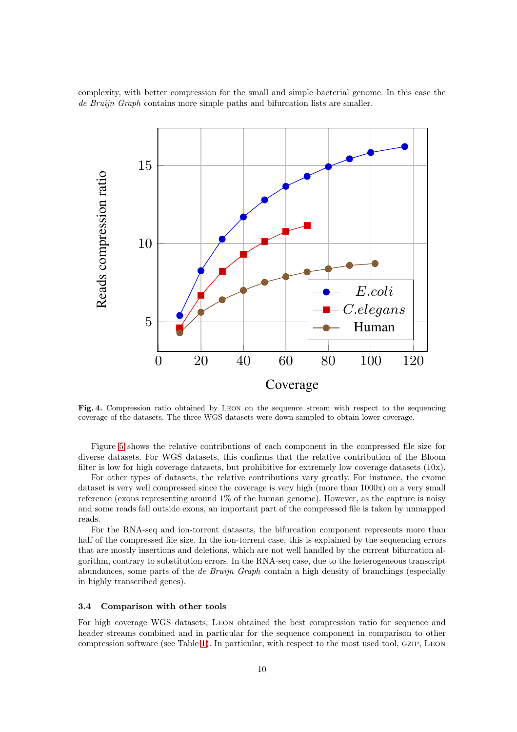complexity, with better compression for the small and simple bacterial genome. In this case the *de Bruijn Graph* contains more simple paths and bifurcation lists are smaller.

**Fig. 4.** Compression ratio obtained by LEON on the sequence stream with respect to the sequencing coverage of the datasets. The three WGS datasets were down-sampled to obtain lower coverage.

Figure 5 shows the relative contributions of each component in the compressed file size for diverse datasets. For WGS datasets, this confirms that the relative contribution of the Bloom filter is low for high coverage datasets, but prohibitive for extremely low coverage datasets (10x).

For other types of datasets, the relative contributions vary greatly. For instance, the exome dataset is very well compressed since the coverage is very high (more than 1000x) on a very small reference (exons representing around 1% of the human genome). However, as the capture is noisy and some reads fall outside exons, an important part of the compressed file is taken by unmapped reads.

For the RNA-seq and ion-torrent datasets, the bifurcation component represents more than half of the compressed file size. In the ion-torrent case, this is explained by the sequencing errors that are mostly insertions and deletions, which are not well handled by the current bifurcation algorithm, contrary to substitution errors. In the RNA-seq case, due to the heterogeneous transcript abundances, some parts of the *de Bruijn Graph* contain a high density of branchings (especially in highly transcribed genes).

### 3.4 Comparison with other tools

For high coverage WGS datasets, LEON obtained the best compression ratio for sequence and header streams combined and in particular for the sequence component in comparison to other compression software (see Table 1). In particular, with respect to the most used tool, GZIP, LEON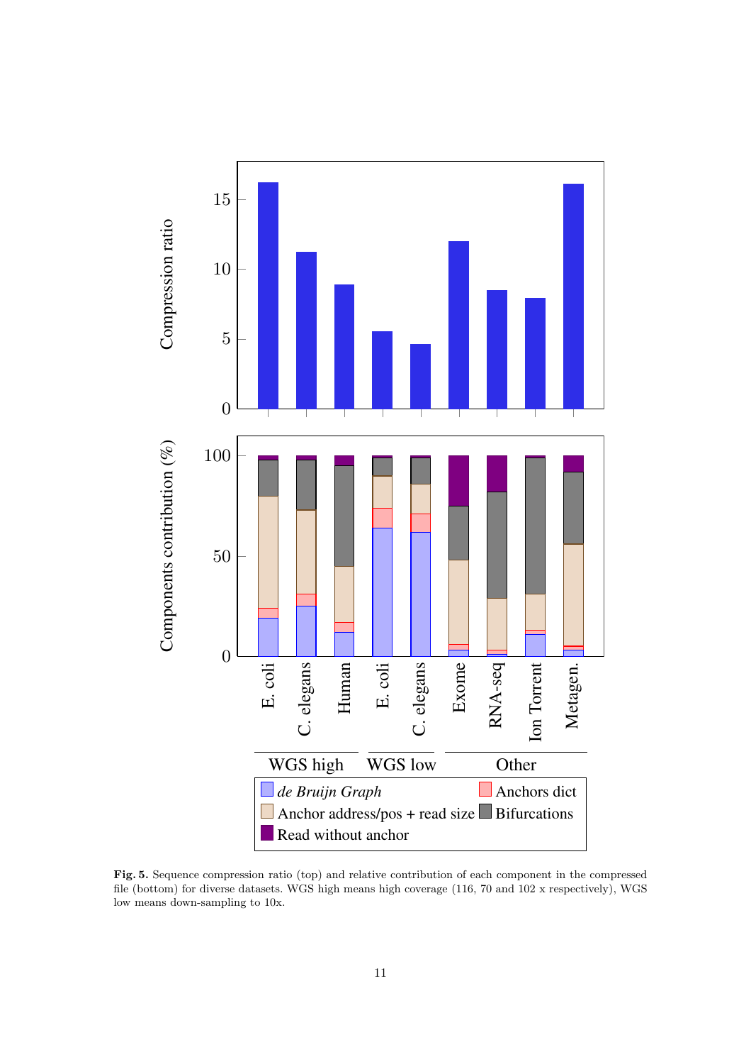**Fig. 5.** Sequence compression ratio (top) and relative contribution of each component in the compressed file (bottom) for diverse datasets. WGS high means high coverage (116, 70 and 102 x respectively), WGS low means down-sampling to 10x.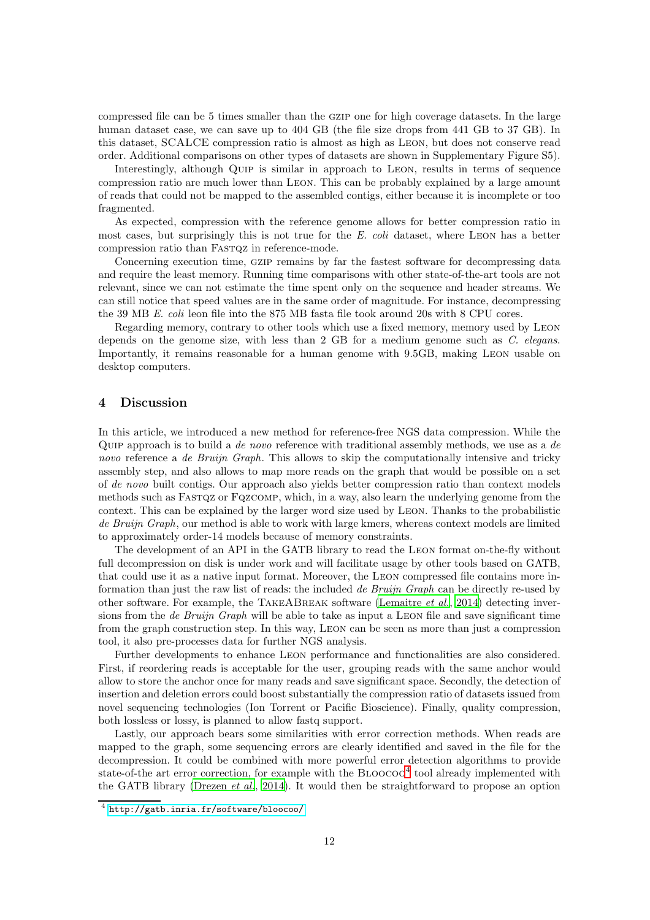compressed file can be 5 times smaller than the GZIP one for high coverage datasets. In the large human dataset case, we can save up to 404 GB (the file size drops from 441 GB to 37 GB). In this dataset, SCALCE compression ratio is almost as high as LEON, but does not conserve read order. Additional comparisons on other types of datasets are shown in Supplementary Figure S5).

Interestingly, although QUIP is similar in approach to LEON, results in terms of sequence compression ratio are much lower than LEON. This can be probably explained by a large amount of reads that could not be mapped to the assembled contigs, either because it is incomplete or too fragmented.

As expected, compression with the reference genome allows for better compression ratio in most cases, but surprisingly this is not true for the *E. coli* dataset, where LEON has a better compression ratio than FASTQZ in reference-mode.

Concerning execution time, GZIP remains by far the fastest software for decompressing data and require the least memory. Running time comparisons with other state-of-the-art tools are not relevant, since we can not estimate the time spent only on the sequence and header streams. We can still notice that speed values are in the same order of magnitude. For instance, decompressing the 39 MB *E. coli* leon file into the 875 MB fasta file took around 20s with 8 CPU cores.

Regarding memory, contrary to other tools which use a fixed memory, memory used by LEON depends on the genome size, with less than 2 GB for a medium genome such as *C. elegans*. Importantly, it remains reasonable for a human genome with 9.5GB, making LEON usable on desktop computers.

## 4 Discussion

In this article, we introduced a new method for reference-free NGS data compression. While the QUIP approach is to build a *de novo* reference with traditional assembly methods, we use as a *de novo* reference a *de Bruijn Graph*. This allows to skip the computationally intensive and tricky assembly step, and also allows to map more reads on the graph that would be possible on a set of *de novo* built contigs. Our approach also yields better compression ratio than context models methods such as FASTQZ or FQZCOMP, which, in a way, also learn the underlying genome from the context. This can be explained by the larger word size used by LEON. Thanks to the probabilistic *de Bruijn Graph*, our method is able to work with large kmers, whereas context models are limited to approximately order-14 models because of memory constraints.

The development of an API in the GATB library to read the LEON format on-the-fly without full decompression on disk is under work and will facilitate usage by other tools based on GATB, that could use it as a native input format. Moreover, the LEON compressed file contains more information than just the raw list of reads: the included *de Bruijn Graph* can be directly re-used by other software. For example, the TAKEABREAK software (Lemaitre *et al.*, 2014) detecting inversions from the *de Bruijn Graph* will be able to take as input a LEON file and save significant time from the graph construction step. In this way, LEON can be seen as more than just a compression tool, it also pre-processes data for further NGS analysis.

Further developments to enhance LEON performance and functionalities are also considered. First, if reordering reads is acceptable for the user, grouping reads with the same anchor would allow to store the anchor once for many reads and save significant space. Secondly, the detection of insertion and deletion errors could boost substantially the compression ratio of datasets issued from novel sequencing technologies (Ion Torrent or Pacific Bioscience). Finally, quality compression, both lossless or lossy, is planned to allow fastq support.

Lastly, our approach bears some similarities with error correction methods. When reads are mapped to the graph, some sequencing errors are clearly identified and saved in the file for the decompression. It could be combined with more powerful error detection algorithms to provide state-of-the art error correction, for example with the BLOOCOO[4] tool already implemented with the GATB library (Drezen *et al.*, 2014). It would then be straightforward to propose an option

[4] http://gatb.inria.fr/software/bloocoo/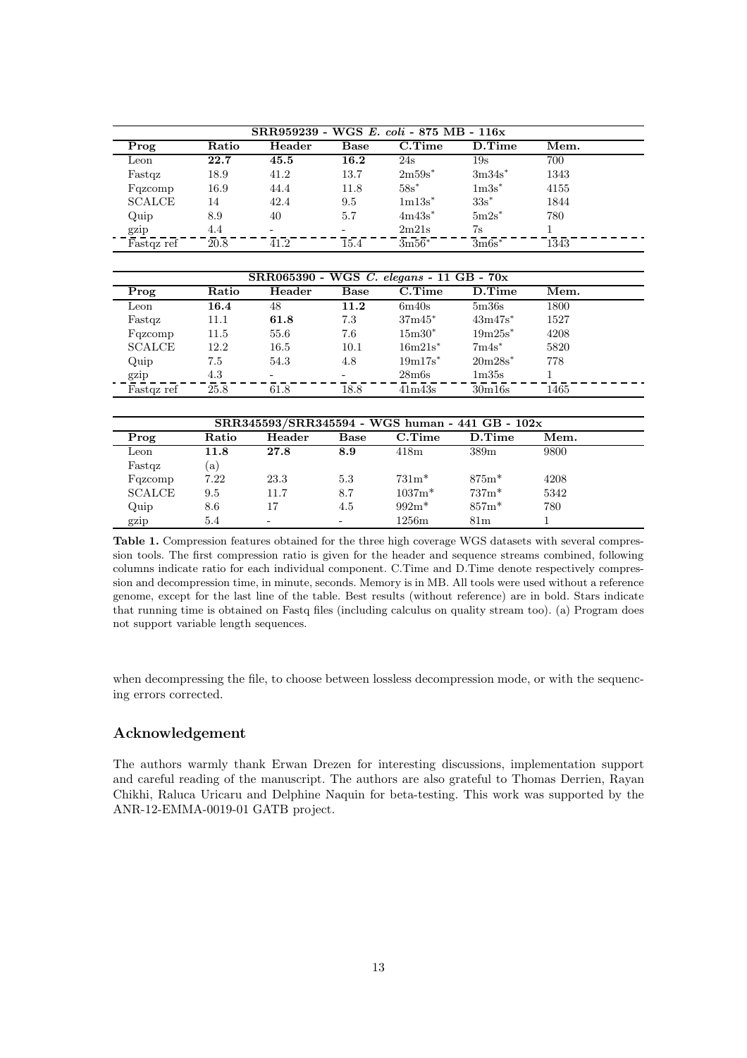| SRR959239 - WGS *E. coli* - 875 MB - 116x | | | | | | |
|---|---|---|---|---|---|---|
| **Prog** | **Ratio** | **Header** | **Base** | **C.Time** | **D.Time** | **Mem.** |
| Leon | **22.7** | **45.5** | **16.2** | 24s | 19s | 700 |
| Fastqz | 18.9 | 41.2 | 13.7 | 2m59s* | 3m34s* | 1343 |
| Fqzcomp | 16.9 | 44.4 | 11.8 | 58s* | 1m3s* | 4155 |
| SCALCE | 14 | 42.4 | 9.5 | 1m13s* | 33s* | 1844 |
| Quip | 8.9 | 40 | 5.7 | 4m43s* | 5m2s* | 780 |
| gzip | 4.4 | - | - | 2m21s | 7s | 1 |
| Fastqz ref | 20.8 | 41.2 | 15.4 | 3m56* | 3m6s* | 1343 |

| SRR065390 - WGS *C. elegans* - 11 GB - 70x | | | | | | |
|---|---|---|---|---|---|---|
| **Prog** | **Ratio** | **Header** | **Base** | **C.Time** | **D.Time** | **Mem.** |
| Leon | **16.4** | 48 | **11.2** | 6m40s | 5m36s | 1800 |
| Fastqz | 11.1 | **61.8** | 7.3 | 37m45* | 43m47s* | 1527 |
| Fqzcomp | 11.5 | 55.6 | 7.6 | 15m30* | 19m25s* | 4208 |
| SCALCE | 12.2 | 16.5 | 10.1 | 16m21s* | 7m4s* | 5820 |
| Quip | 7.5 | 54.3 | 4.8 | 19m17s* | 20m28s* | 778 |
| gzip | 4.3 | - | - | 28m6s | 1m35s | 1 |
| Fastqz ref | 25.8 | 61.8 | 18.8 | 41m43s | 30m16s | 1465 |

| SRR345593/SRR345594 - WGS human - 441 GB - 102x | | | | | | |
|---|---|---|---|---|---|---|
| **Prog** | **Ratio** | **Header** | **Base** | **C.Time** | **D.Time** | **Mem.** |
| Leon | **11.8** | **27.8** | **8.9** | 418m | 389m | 9800 |
| Fastqz | (a) | | | | | |
| Fqzcomp | 7.22 | 23.3 | 5.3 | 731m* | 875m* | 4208 |
| SCALCE | 9.5 | 11.7 | 8.7 | 1037m* | 737m* | 5342 |
| Quip | 8.6 | 17 | 4.5 | 992m* | 857m* | 780 |
| gzip | 5.4 | - | - | 1256m | 81m | 1 |

**Table 1.** Compression features obtained for the three high coverage WGS datasets with several compression tools. The first compression ratio is given for the header and sequence streams combined, following columns indicate ratio for each individual component. C.Time and D.Time denote respectively compression and decompression time, in minute, seconds. Memory is in MB. All tools were used without a reference genome, except for the last line of the table. Best results (without reference) are in bold. Stars indicate that running time is obtained on Fastq files (including calculus on quality stream too). (a) Program does not support variable length sequences.

when decompressing the file, to choose between lossless decompression mode, or with the sequencing errors corrected.

## Acknowledgement

The authors warmly thank Erwan Drezen for interesting discussions, implementation support and careful reading of the manuscript. The authors are also grateful to Thomas Derrien, Rayan Chikhi, Raluca Uricaru and Delphine Naquin for beta-testing. This work was supported by the ANR-12-EMMA-0019-01 GATB project.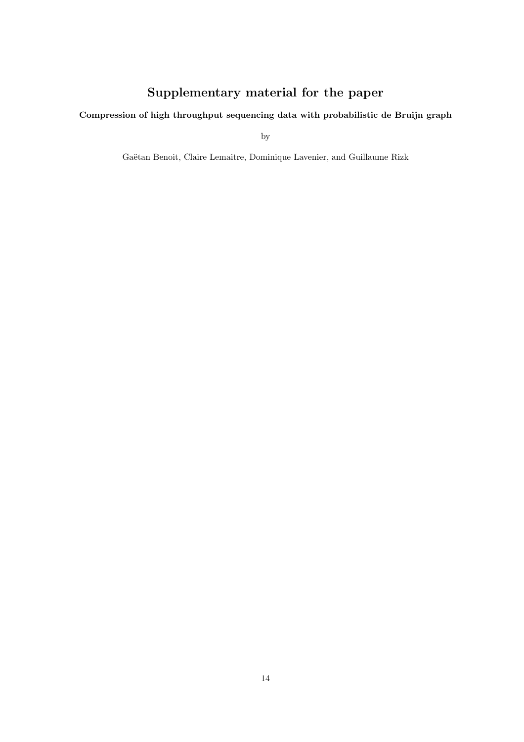# Supplementary material for the paper

**Compression of high throughput sequencing data with probabilistic de Bruijn graph**

by

Gaëtan Benoit, Claire Lemaitre, Dominique Lavenier, and Guillaume Rizk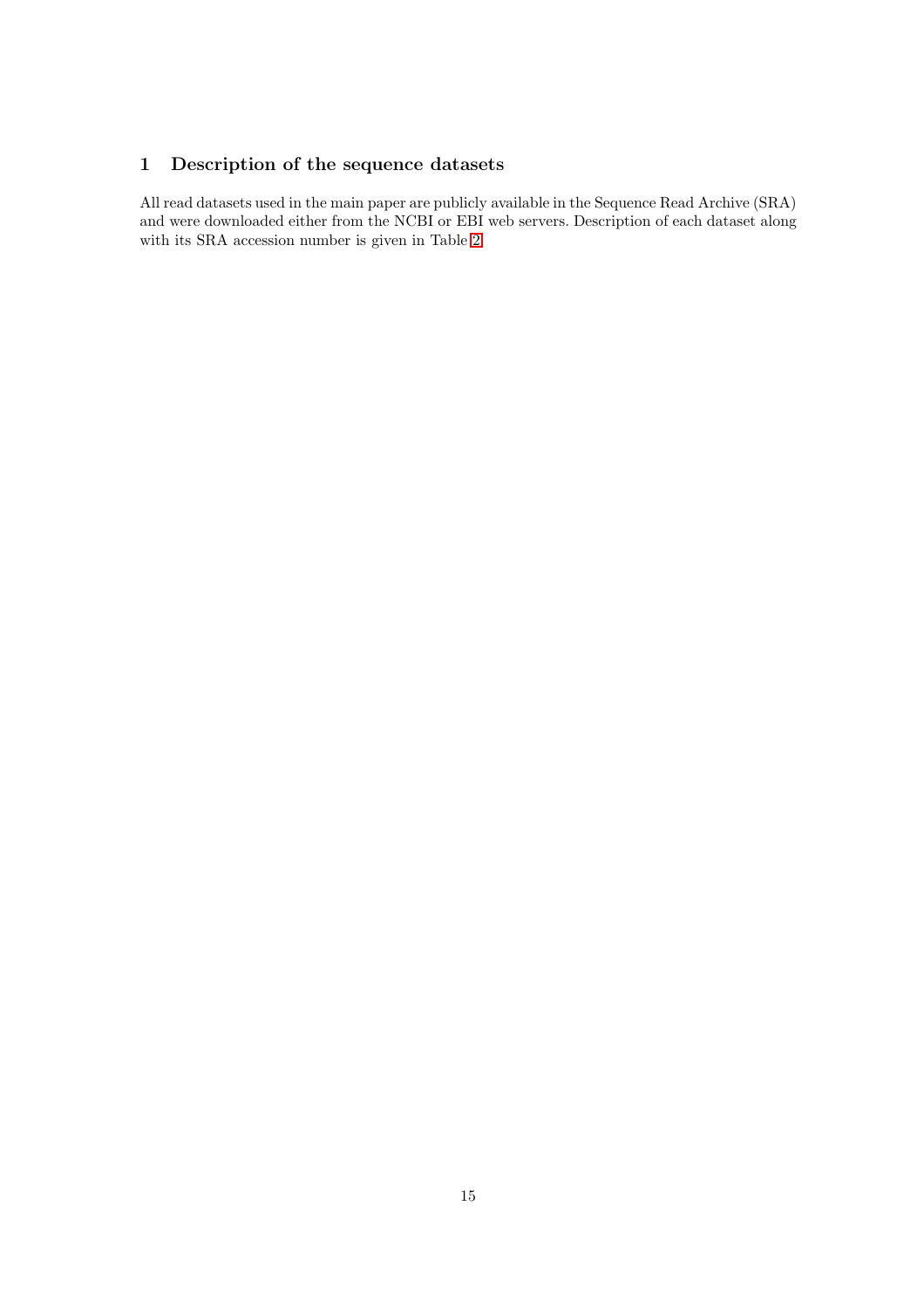# 1 Description of the sequence datasets

All read datasets used in the main paper are publicly available in the Sequence Read Archive (SRA) and were downloaded either from the NCBI or EBI web servers. Description of each dataset along with its SRA accession number is given in Table 2.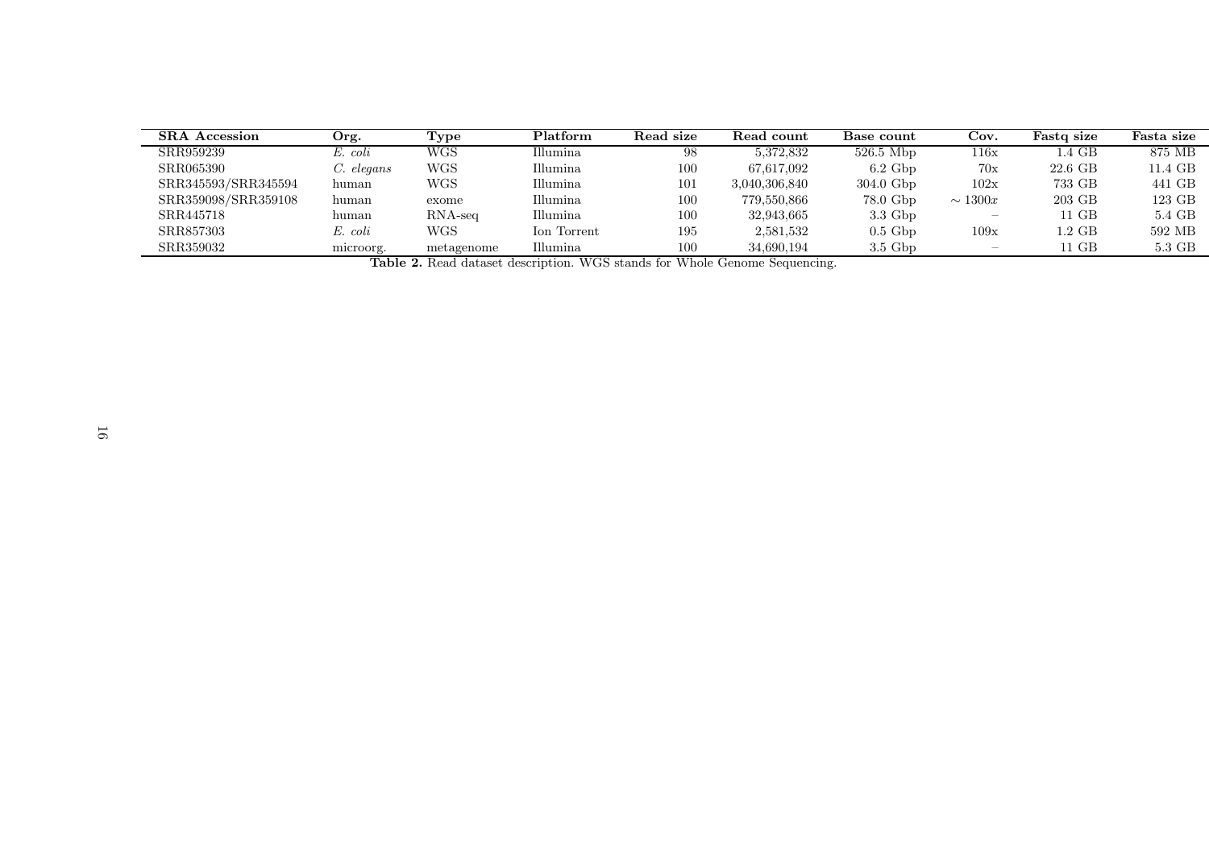| SRA Accession | Org. | Type | Platform | Read size | Read count | Base count | Cov. | Fastq size | Fasta size |
|---|---|---|---|---|---|---|---|---|---|
| SRR959239 | *E. coli* | WGS | Illumina | 98 | 5,372,832 | 526.5 Mbp | 116x | 1.4 GB | 875 MB |
| SRR065390 | *C. elegans* | WGS | Illumina | 100 | 67,617,092 | 6.2 Gbp | 70x | 22.6 GB | 11.4 GB |
| SRR345593/SRR345594 | human | WGS | Illumina | 101 | 3,040,306,840 | 304.0 Gbp | 102x | 733 GB | 441 GB |
| SRR359098/SRR359108 | human | exome | Illumina | 100 | 779,550,866 | 78.0 Gbp | $\sim 1300x$ | 203 GB | 123 GB |
| SRR445718 | human | RNA-seq | Illumina | 100 | 32,943,665 | 3.3 Gbp | – | 11 GB | 5.4 GB |
| SRR857303 | *E. coli* | WGS | Ion Torrent | 195 | 2,581,532 | 0.5 Gbp | 109x | 1.2 GB | 592 MB |
| SRR359032 | microorg. | metagenome | Illumina | 100 | 34,690,194 | 3.5 Gbp | – | 11 GB | 5.3 GB |

**Table 2.** Read dataset description. WGS stands for Whole Genome Sequencing.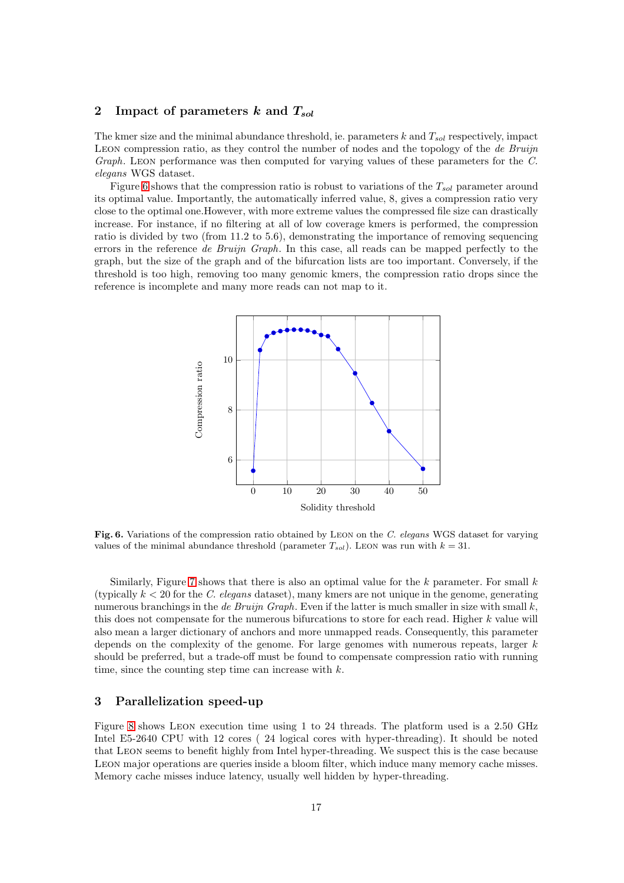## 2 Impact of parameters $k$ and $T_{sol}$

The kmer size and the minimal abundance threshold, ie. parameters $k$ and $T_{sol}$ respectively, impact Leon compression ratio, as they control the number of nodes and the topology of the *de Bruijn Graph*. Leon performance was then computed for varying values of these parameters for the *C. elegans* WGS dataset.

Figure 6 shows that the compression ratio is robust to variations of the $T_{sol}$ parameter around its optimal value. Importantly, the automatically inferred value, 8, gives a compression ratio very close to the optimal one.However, with more extreme values the compressed file size can drastically increase. For instance, if no filtering at all of low coverage kmers is performed, the compression ratio is divided by two (from 11.2 to 5.6), demonstrating the importance of removing sequencing errors in the reference *de Bruijn Graph*. In this case, all reads can be mapped perfectly to the graph, but the size of the graph and of the bifurcation lists are too important. Conversely, if the threshold is too high, removing too many genomic kmers, the compression ratio drops since the reference is incomplete and many more reads can not map to it.

**Fig. 6.** Variations of the compression ratio obtained by Leon on the *C. elegans* WGS dataset for varying values of the minimal abundance threshold (parameter $T_{sol}$). Leon was run with $k = 31$.

Similarly, Figure 7 shows that there is also an optimal value for the $k$ parameter. For small $k$ (typically $k < 20$ for the *C. elegans* dataset), many kmers are not unique in the genome, generating numerous branchings in the *de Bruijn Graph*. Even if the latter is much smaller in size with small $k$, this does not compensate for the numerous bifurcations to store for each read. Higher $k$ value will also mean a larger dictionary of anchors and more unmapped reads. Consequently, this parameter depends on the complexity of the genome. For large genomes with numerous repeats, larger $k$ should be preferred, but a trade-off must be found to compensate compression ratio with running time, since the counting step time can increase with $k$.

## 3 Parallelization speed-up

Figure 8 shows Leon execution time using 1 to 24 threads. The platform used is a 2.50 GHz Intel E5-2640 CPU with 12 cores ( 24 logical cores with hyper-threading). It should be noted that Leon seems to benefit highly from Intel hyper-threading. We suspect this is the case because Leon major operations are queries inside a bloom filter, which induce many memory cache misses. Memory cache misses induce latency, usually well hidden by hyper-threading.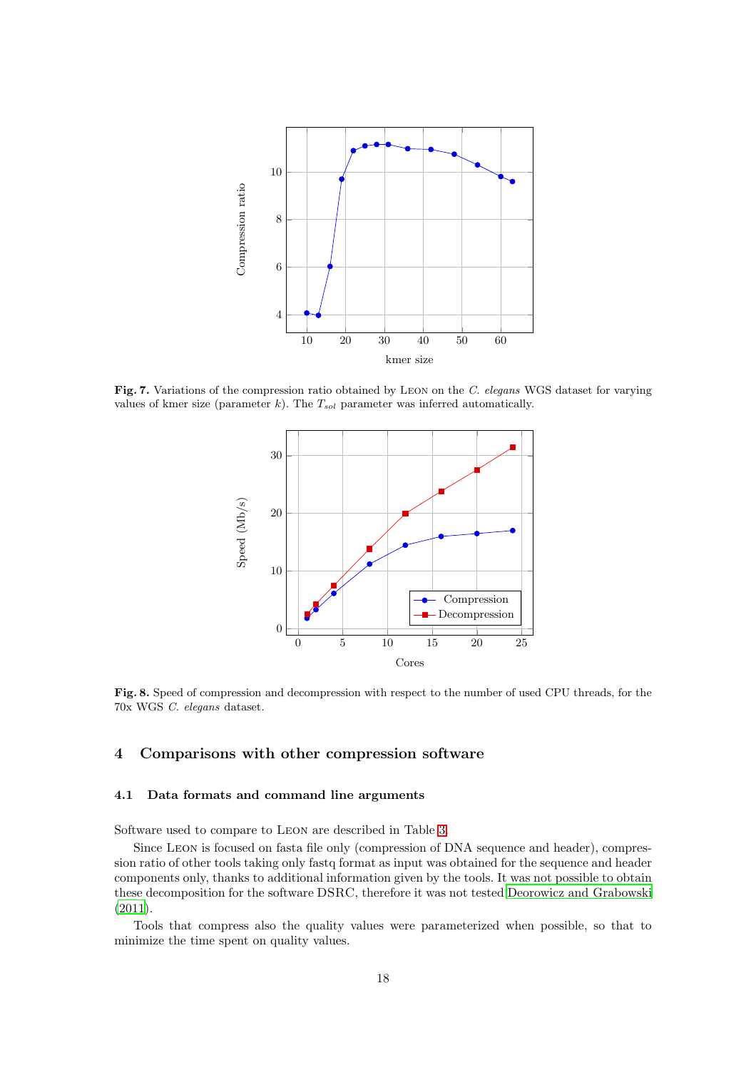**Fig. 7.** Variations of the compression ratio obtained by LEON on the *C. elegans* WGS dataset for varying values of kmer size (parameter $k$). The $T_{sol}$ parameter was inferred automatically.

**Fig. 8.** Speed of compression and decompression with respect to the number of used CPU threads, for the 70x WGS *C. elegans* dataset.

## 4 Comparisons with other compression software

### 4.1 Data formats and command line arguments

Software used to compare to LEON are described in Table 3.

Since LEON is focused on fasta file only (compression of DNA sequence and header), compression ratio of other tools taking only fastq format as input was obtained for the sequence and header components only, thanks to additional information given by the tools. It was not possible to obtain these decomposition for the software DSRC, therefore it was not tested Deorowicz and Grabowski (2011).

Tools that compress also the quality values were parameterized when possible, so that to minimize the time spent on quality values.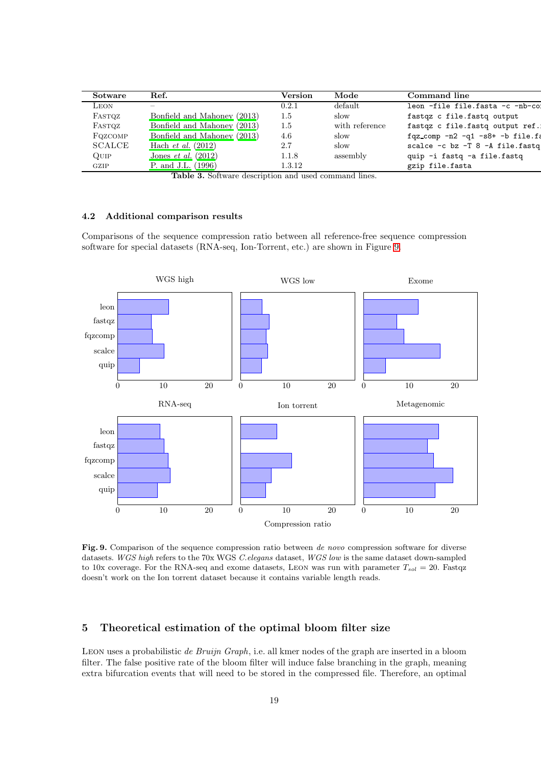| Sotware | Ref. | Version | Mode | Command line |
|---|---|---|---|---|
| Leon | – | 0.2.1 | default | leon -file file.fasta -c -nb-co |
| Fastqz | Bonfield and Mahoney (2013) | 1.5 | slow | fastqz c file.fastq output |
| Fastqz | Bonfield and Mahoney (2013) | 1.5 | with reference | fastqz c file.fastq output ref. |
| Fqzcomp | Bonfield and Mahoney (2013) | 4.6 | slow | fqz_comp -n2 -q1 -s8+ -b file.fa |
| SCALCE | Hach *et al.* (2012) | 2.7 | slow | scalce -c bz -T 8 -A file.fastq |
| Quip | Jones *et al.* (2012) | 1.1.8 | assembly | quip -i fastq -a file.fastq |
| gzip | P. and J.L. (1996) | 1.3.12 | | gzip file.fasta |

**Table 3.** Software description and used command lines.

### 4.2 Additional comparison results

Comparisons of the sequence compression ratio between all reference-free sequence compression software for special datasets (RNA-seq, Ion-Torrent, etc.) are shown in Figure 9.

**Fig. 9.** Comparison of the sequence compression ratio between *de novo* compression software for diverse datasets. *WGS high* refers to the 70x WGS *C.elegans* dataset, *WGS low* is the same dataset down-sampled to 10x coverage. For the RNA-seq and exome datasets, Leon was run with parameter $T_{sol} = 20$. Fastqz doesn't work on the Ion torrent dataset because it contains variable length reads.

## 5 Theoretical estimation of the optimal bloom filter size

Leon uses a probabilistic *de Bruijn Graph*, i.e. all kmer nodes of the graph are inserted in a bloom filter. The false positive rate of the bloom filter will induce false branching in the graph, meaning extra bifurcation events that will need to be stored in the compressed file. Therefore, an optimal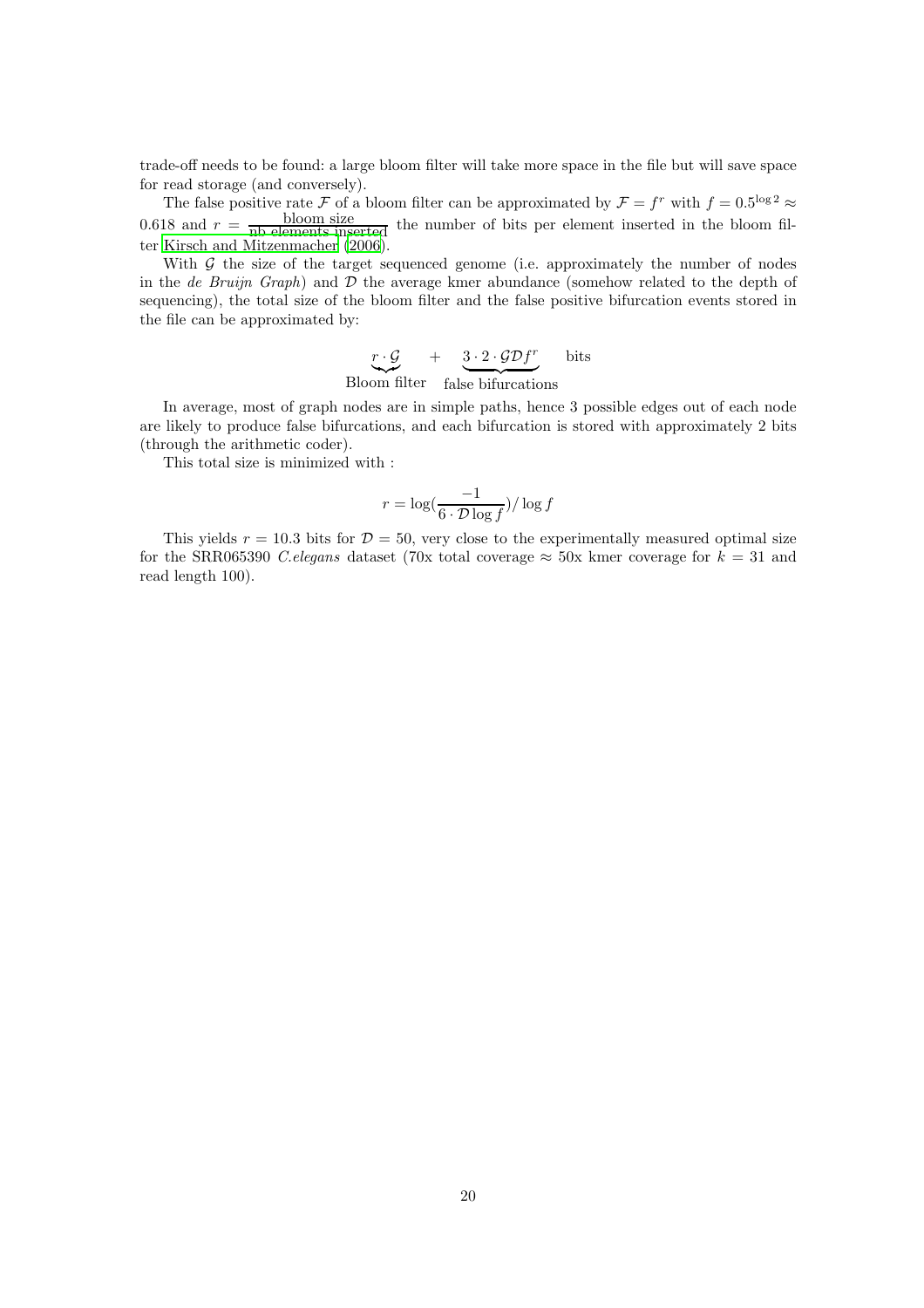trade-off needs to be found: a large bloom filter will take more space in the file but will save space for read storage (and conversely).

The false positive rate $\mathcal{F}$ of a bloom filter can be approximated by $\mathcal{F} = f^r$ with $f = 0.5^{\log 2} \approx 0.618$ and $r = \frac{\text{bloom size}}{\text{nb elements inserted}}$ the number of bits per element inserted in the bloom filter Kirsch and Mitzenmacher (2006).

With $\mathcal{G}$ the size of the target sequenced genome (i.e. approximately the number of nodes in the *de Bruijn Graph*) and $\mathcal{D}$ the average kmer abundance (somehow related to the depth of sequencing), the total size of the bloom filter and the false positive bifurcation events stored in the file can be approximated by:

$$\underbrace{r \cdot \mathcal{G}}_{\text{Bloom filter}} \quad + \quad \underbrace{3 \cdot 2 \cdot \mathcal{G}\mathcal{D}f^r}_{\text{false bifurcations}} \quad \text{bits}$$

In average, most of graph nodes are in simple paths, hence 3 possible edges out of each node are likely to produce false bifurcations, and each bifurcation is stored with approximately 2 bits (through the arithmetic coder).

This total size is minimized with :

$$r = \log\left(\frac{-1}{6 \cdot \mathcal{D} \log f}\right) / \log f$$

This yields $r = 10.3$ bits for $\mathcal{D} = 50$, very close to the experimentally measured optimal size for the SRR065390 *C.elegans* dataset (70x total coverage $\approx$ 50x kmer coverage for $k = 31$ and read length 100).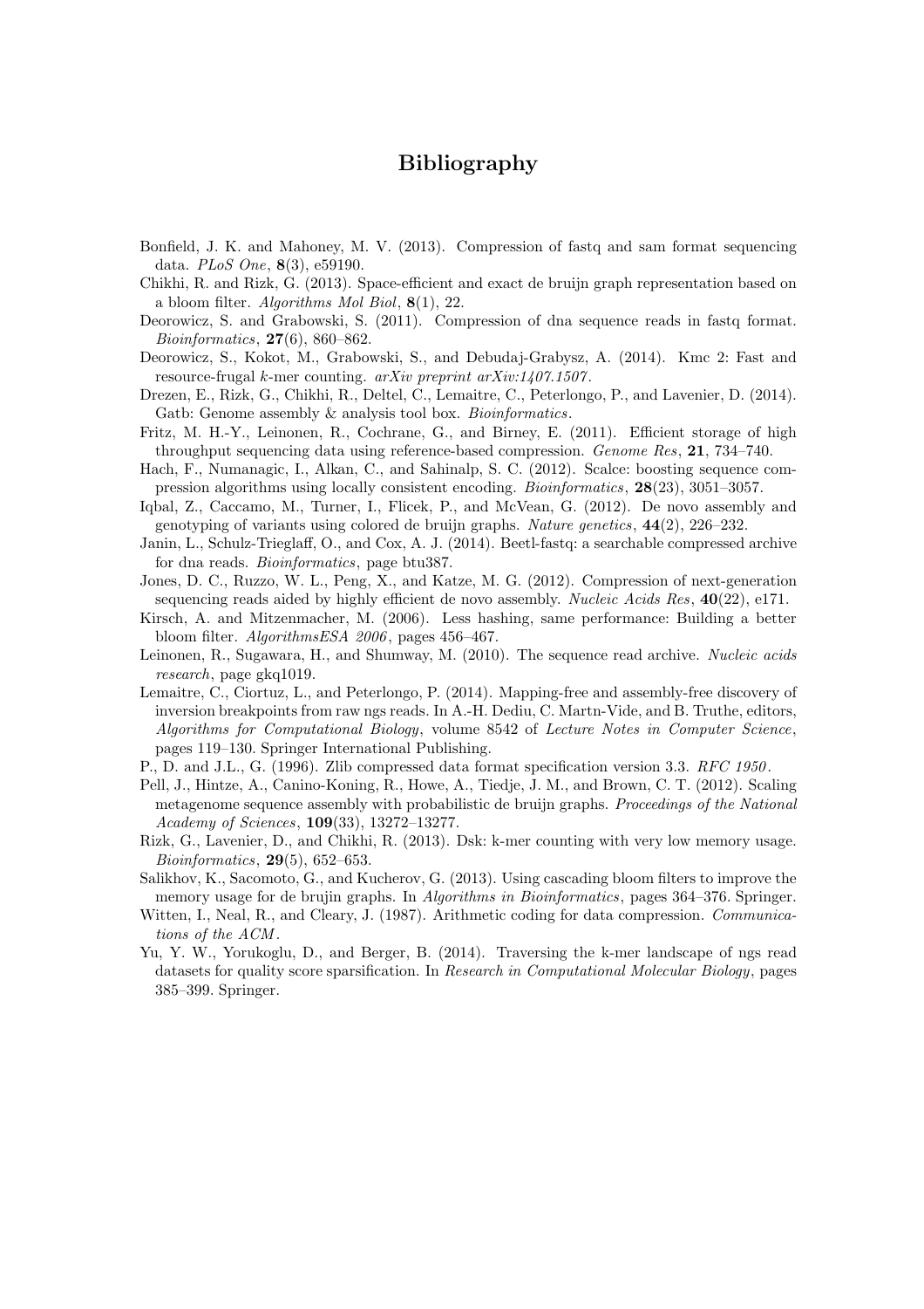# Bibliography

Bonfield, J. K. and Mahoney, M. V. (2013). Compression of fastq and sam format sequencing data. *PLoS One*, **8**(3), e59190.

Chikhi, R. and Rizk, G. (2013). Space-efficient and exact de bruijn graph representation based on a bloom filter. *Algorithms Mol Biol*, **8**(1), 22.

Deorowicz, S. and Grabowski, S. (2011). Compression of dna sequence reads in fastq format. *Bioinformatics*, **27**(6), 860–862.

Deorowicz, S., Kokot, M., Grabowski, S., and Debudaj-Grabysz, A. (2014). Kmc 2: Fast and resource-frugal $k$-mer counting. *arXiv preprint arXiv:1407.1507*.

Drezen, E., Rizk, G., Chikhi, R., Deltel, C., Lemaitre, C., Peterlongo, P., and Lavenier, D. (2014). Gatb: Genome assembly & analysis tool box. *Bioinformatics*.

Fritz, M. H.-Y., Leinonen, R., Cochrane, G., and Birney, E. (2011). Efficient storage of high throughput sequencing data using reference-based compression. *Genome Res*, **21**, 734–740.

Hach, F., Numanagic, I., Alkan, C., and Sahinalp, S. C. (2012). Scalce: boosting sequence compression algorithms using locally consistent encoding. *Bioinformatics*, **28**(23), 3051–3057.

Iqbal, Z., Caccamo, M., Turner, I., Flicek, P., and McVean, G. (2012). De novo assembly and genotyping of variants using colored de bruijn graphs. *Nature genetics*, **44**(2), 226–232.

Janin, L., Schulz-Trieglaff, O., and Cox, A. J. (2014). Beetl-fastq: a searchable compressed archive for dna reads. *Bioinformatics*, page btu387.

Jones, D. C., Ruzzo, W. L., Peng, X., and Katze, M. G. (2012). Compression of next-generation sequencing reads aided by highly efficient de novo assembly. *Nucleic Acids Res*, **40**(22), e171.

Kirsch, A. and Mitzenmacher, M. (2006). Less hashing, same performance: Building a better bloom filter. *AlgorithmsESA 2006*, pages 456–467.

Leinonen, R., Sugawara, H., and Shumway, M. (2010). The sequence read archive. *Nucleic acids research*, page gkq1019.

Lemaitre, C., Ciortuz, L., and Peterlongo, P. (2014). Mapping-free and assembly-free discovery of inversion breakpoints from raw ngs reads. In A.-H. Dediu, C. Martn-Vide, and B. Truthe, editors, *Algorithms for Computational Biology*, volume 8542 of *Lecture Notes in Computer Science*, pages 119–130. Springer International Publishing.

P., D. and J.L., G. (1996). Zlib compressed data format specification version 3.3. *RFC 1950*.

Pell, J., Hintze, A., Canino-Koning, R., Howe, A., Tiedje, J. M., and Brown, C. T. (2012). Scaling metagenome sequence assembly with probabilistic de bruijn graphs. *Proceedings of the National Academy of Sciences*, **109**(33), 13272–13277.

Rizk, G., Lavenier, D., and Chikhi, R. (2013). Dsk: k-mer counting with very low memory usage. *Bioinformatics*, **29**(5), 652–653.

Salikhov, K., Sacomoto, G., and Kucherov, G. (2013). Using cascading bloom filters to improve the memory usage for de brujin graphs. In *Algorithms in Bioinformatics*, pages 364–376. Springer.

Witten, I., Neal, R., and Cleary, J. (1987). Arithmetic coding for data compression. *Communications of the ACM*.

Yu, Y. W., Yorukoglu, D., and Berger, B. (2014). Traversing the k-mer landscape of ngs read datasets for quality score sparsification. In *Research in Computational Molecular Biology*, pages 385–399. Springer.